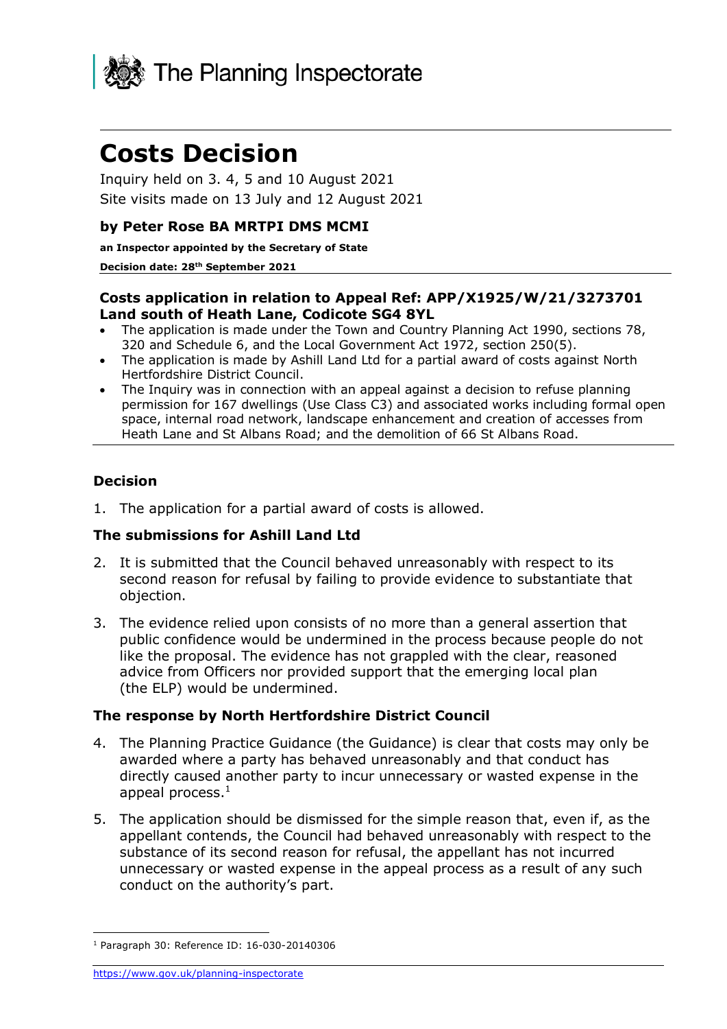The Planning Inspectorate

# Costs Decision

Inquiry held on 3. 4, 5 and 10 August 2021

Site visits made on 13 July and 12 August 2021

### by Peter Rose BA MRTPI DMS MCMI

**an Inspector appointed by the Secretary of State**

**Decision date: 28th September 2021**

---

### Costs application in relation to Appeal Ref: APP/X1925/W/21/3273701 Land south of Heath Lane, Codicote SG4 8YL

- The application is made under the Town and Country Planning Act 1990, sections 78, 320 and Schedule 6, and the Local Government Act 1972, section 250(5).
- The application is made by Ashill Land Ltd for a partial award of costs against North Hertfordshire District Council.
- The Inquiry was in connection with an appeal against a decision to refuse planning permission for 167 dwellings (Use Class C3) and associated works including formal open space, internal road network, landscape enhancement and creation of accesses from Heath Lane and St Albans Road; and the demolition of 66 St Albans Road.

---

### Decision

1. The application for a partial award of costs is allowed.

### The submissions for Ashill Land Ltd

2. It is submitted that the Council behaved unreasonably with respect to its second reason for refusal by failing to provide evidence to substantiate that objection.

3. The evidence relied upon consists of no more than a general assertion that public confidence would be undermined in the process because people do not like the proposal. The evidence has not grappled with the clear, reasoned advice from Officers nor provided support that the emerging local plan (the ELP) would be undermined.

### The response by North Hertfordshire District Council

4. The Planning Practice Guidance (the Guidance) is clear that costs may only be awarded where a party has behaved unreasonably and that conduct has directly caused another party to incur unnecessary or wasted expense in the appeal process.[1]

5. The application should be dismissed for the simple reason that, even if, as the appellant contends, the Council had behaved unreasonably with respect to the substance of its second reason for refusal, the appellant has not incurred unnecessary or wasted expense in the appeal process as a result of any such conduct on the authority's part.

---

[1] Paragraph 30: Reference ID: 16-030-20140306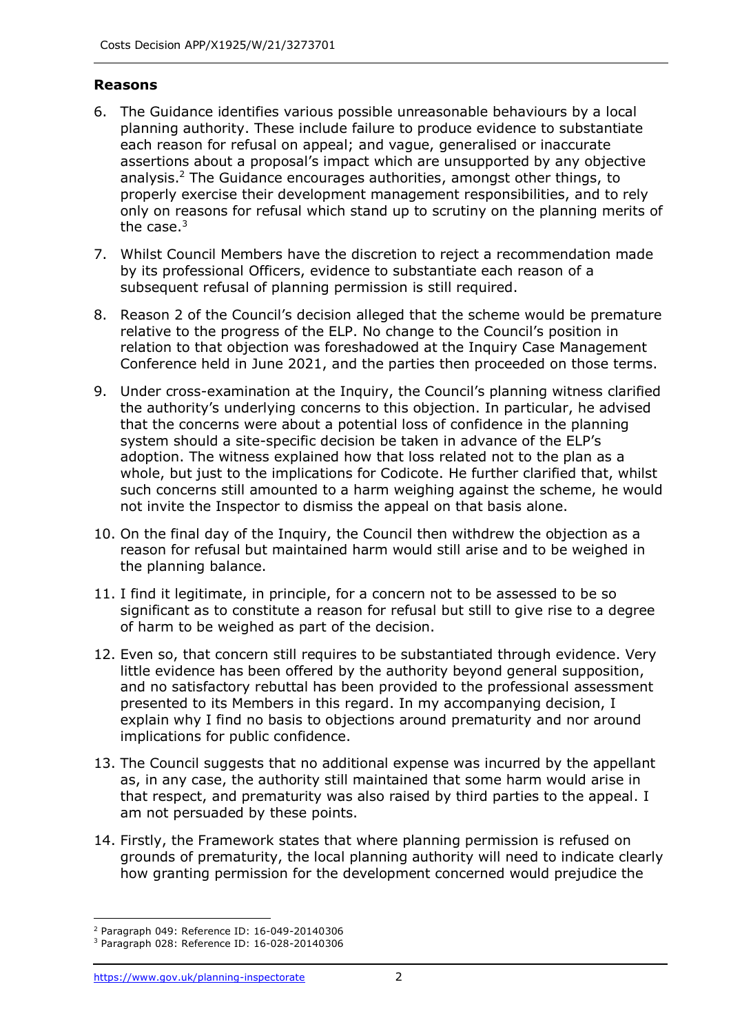## Reasons

6. The Guidance identifies various possible unreasonable behaviours by a local planning authority. These include failure to produce evidence to substantiate each reason for refusal on appeal; and vague, generalised or inaccurate assertions about a proposal's impact which are unsupported by any objective analysis.[2] The Guidance encourages authorities, amongst other things, to properly exercise their development management responsibilities, and to rely only on reasons for refusal which stand up to scrutiny on the planning merits of the case.[3]

7. Whilst Council Members have the discretion to reject a recommendation made by its professional Officers, evidence to substantiate each reason of a subsequent refusal of planning permission is still required.

8. Reason 2 of the Council's decision alleged that the scheme would be premature relative to the progress of the ELP. No change to the Council's position in relation to that objection was foreshadowed at the Inquiry Case Management Conference held in June 2021, and the parties then proceeded on those terms.

9. Under cross-examination at the Inquiry, the Council's planning witness clarified the authority's underlying concerns to this objection. In particular, he advised that the concerns were about a potential loss of confidence in the planning system should a site-specific decision be taken in advance of the ELP's adoption. The witness explained how that loss related not to the plan as a whole, but just to the implications for Codicote. He further clarified that, whilst such concerns still amounted to a harm weighing against the scheme, he would not invite the Inspector to dismiss the appeal on that basis alone.

10. On the final day of the Inquiry, the Council then withdrew the objection as a reason for refusal but maintained harm would still arise and to be weighed in the planning balance.

11. I find it legitimate, in principle, for a concern not to be assessed to be so significant as to constitute a reason for refusal but still to give rise to a degree of harm to be weighed as part of the decision.

12. Even so, that concern still requires to be substantiated through evidence. Very little evidence has been offered by the authority beyond general supposition, and no satisfactory rebuttal has been provided to the professional assessment presented to its Members in this regard. In my accompanying decision, I explain why I find no basis to objections around prematurity and nor around implications for public confidence.

13. The Council suggests that no additional expense was incurred by the appellant as, in any case, the authority still maintained that some harm would arise in that respect, and prematurity was also raised by third parties to the appeal. I am not persuaded by these points.

14. Firstly, the Framework states that where planning permission is refused on grounds of prematurity, the local planning authority will need to indicate clearly how granting permission for the development concerned would prejudice the

---

[2] Paragraph 049: Reference ID: 16-049-20140306

[3] Paragraph 028: Reference ID: 16-028-20140306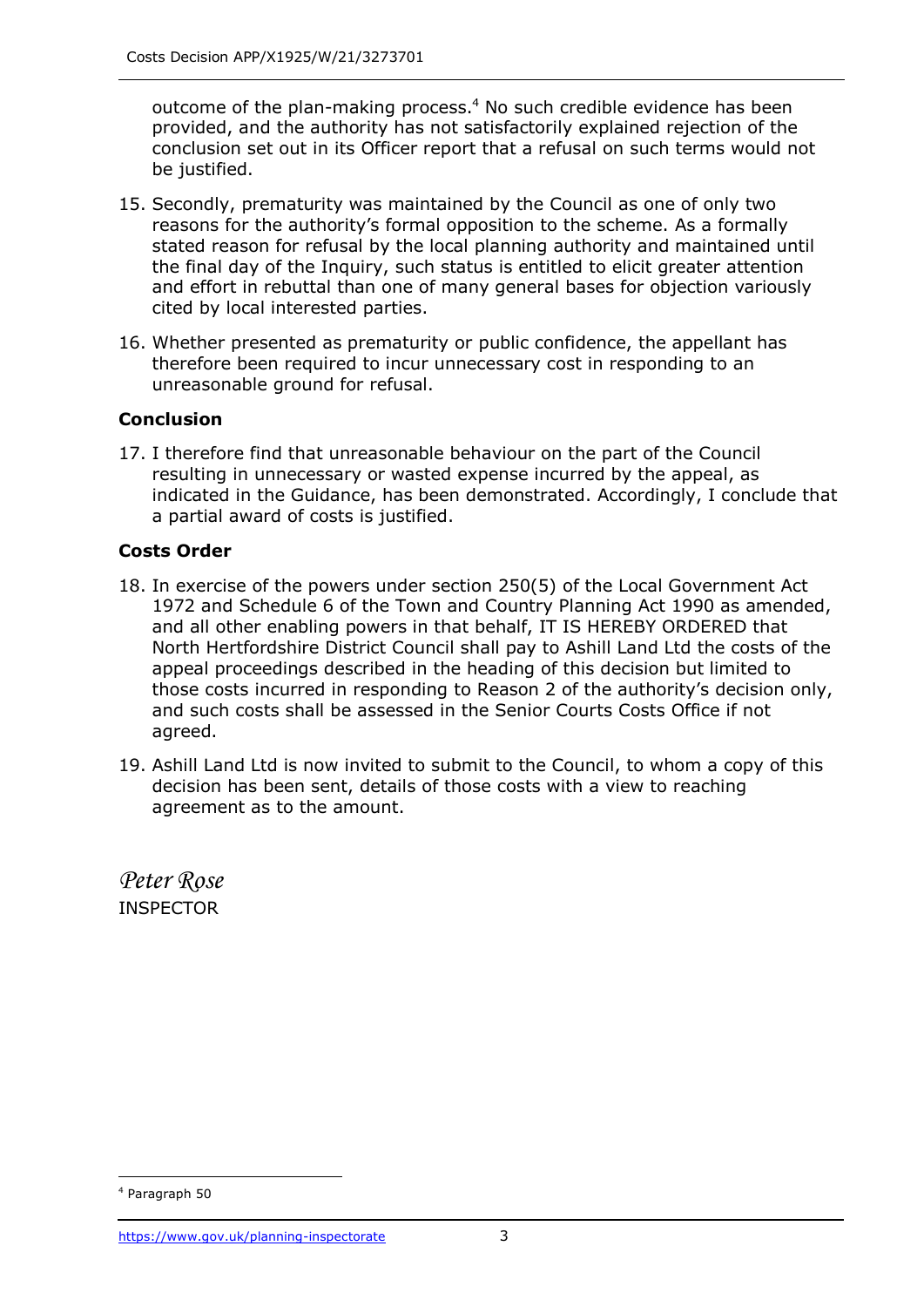outcome of the plan-making process.[4] No such credible evidence has been provided, and the authority has not satisfactorily explained rejection of the conclusion set out in its Officer report that a refusal on such terms would not be justified.

15. Secondly, prematurity was maintained by the Council as one of only two reasons for the authority's formal opposition to the scheme. As a formally stated reason for refusal by the local planning authority and maintained until the final day of the Inquiry, such status is entitled to elicit greater attention and effort in rebuttal than one of many general bases for objection variously cited by local interested parties.

16. Whether presented as prematurity or public confidence, the appellant has therefore been required to incur unnecessary cost in responding to an unreasonable ground for refusal.

**Conclusion**

17. I therefore find that unreasonable behaviour on the part of the Council resulting in unnecessary or wasted expense incurred by the appeal, as indicated in the Guidance, has been demonstrated. Accordingly, I conclude that a partial award of costs is justified.

**Costs Order**

18. In exercise of the powers under section 250(5) of the Local Government Act 1972 and Schedule 6 of the Town and Country Planning Act 1990 as amended, and all other enabling powers in that behalf, IT IS HEREBY ORDERED that North Hertfordshire District Council shall pay to Ashill Land Ltd the costs of the appeal proceedings described in the heading of this decision but limited to those costs incurred in responding to Reason 2 of the authority's decision only, and such costs shall be assessed in the Senior Courts Costs Office if not agreed.

19. Ashill Land Ltd is now invited to submit to the Council, to whom a copy of this decision has been sent, details of those costs with a view to reaching agreement as to the amount.

*Peter Rose*
INSPECTOR

[4] Paragraph 50